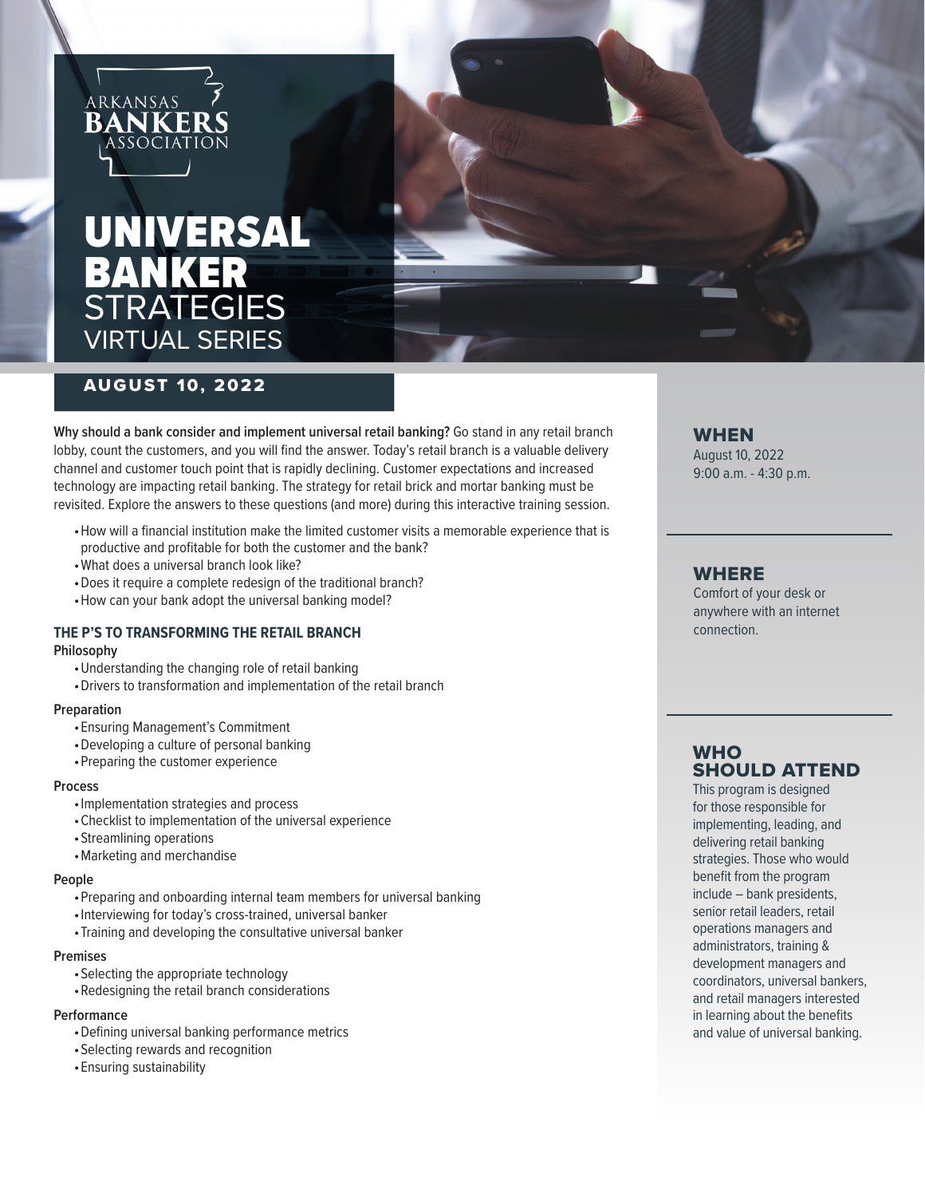ARKANSAS
**BANKERS**
ASSOCIATION

# UNIVERSAL BANKER STRATEGIES VIRTUAL SERIES

## AUGUST 10, 2022

**Why should a bank consider and implement universal retail banking?** Go stand in any retail branch lobby, count the customers, and you will find the answer. Today's retail branch is a valuable delivery channel and customer touch point that is rapidly declining. Customer expectations and increased technology are impacting retail banking. The strategy for retail brick and mortar banking must be revisited. Explore the answers to these questions (and more) during this interactive training session.

- How will a financial institution make the limited customer visits a memorable experience that is productive and profitable for both the customer and the bank?
- What does a universal branch look like?
- Does it require a complete redesign of the traditional branch?
- How can your bank adopt the universal banking model?

### THE P'S TO TRANSFORMING THE RETAIL BRANCH

**Philosophy**

- Understanding the changing role of retail banking
- Drivers to transformation and implementation of the retail branch

**Preparation**

- Ensuring Management's Commitment
- Developing a culture of personal banking
- Preparing the customer experience

**Process**

- Implementation strategies and process
- Checklist to implementation of the universal experience
- Streamlining operations
- Marketing and merchandise

**People**

- Preparing and onboarding internal team members for universal banking
- Interviewing for today's cross-trained, universal banker
- Training and developing the consultative universal banker

**Premises**

- Selecting the appropriate technology
- Redesigning the retail branch considerations

**Performance**

- Defining universal banking performance metrics
- Selecting rewards and recognition
- Ensuring sustainability

## WHEN

August 10, 2022
9:00 a.m. - 4:30 p.m.

## WHERE

Comfort of your desk or anywhere with an internet connection.

## WHO SHOULD ATTEND

This program is designed for those responsible for implementing, leading, and delivering retail banking strategies. Those who would benefit from the program include – bank presidents, senior retail leaders, retail operations managers and administrators, training & development managers and coordinators, universal bankers, and retail managers interested in learning about the benefits and value of universal banking.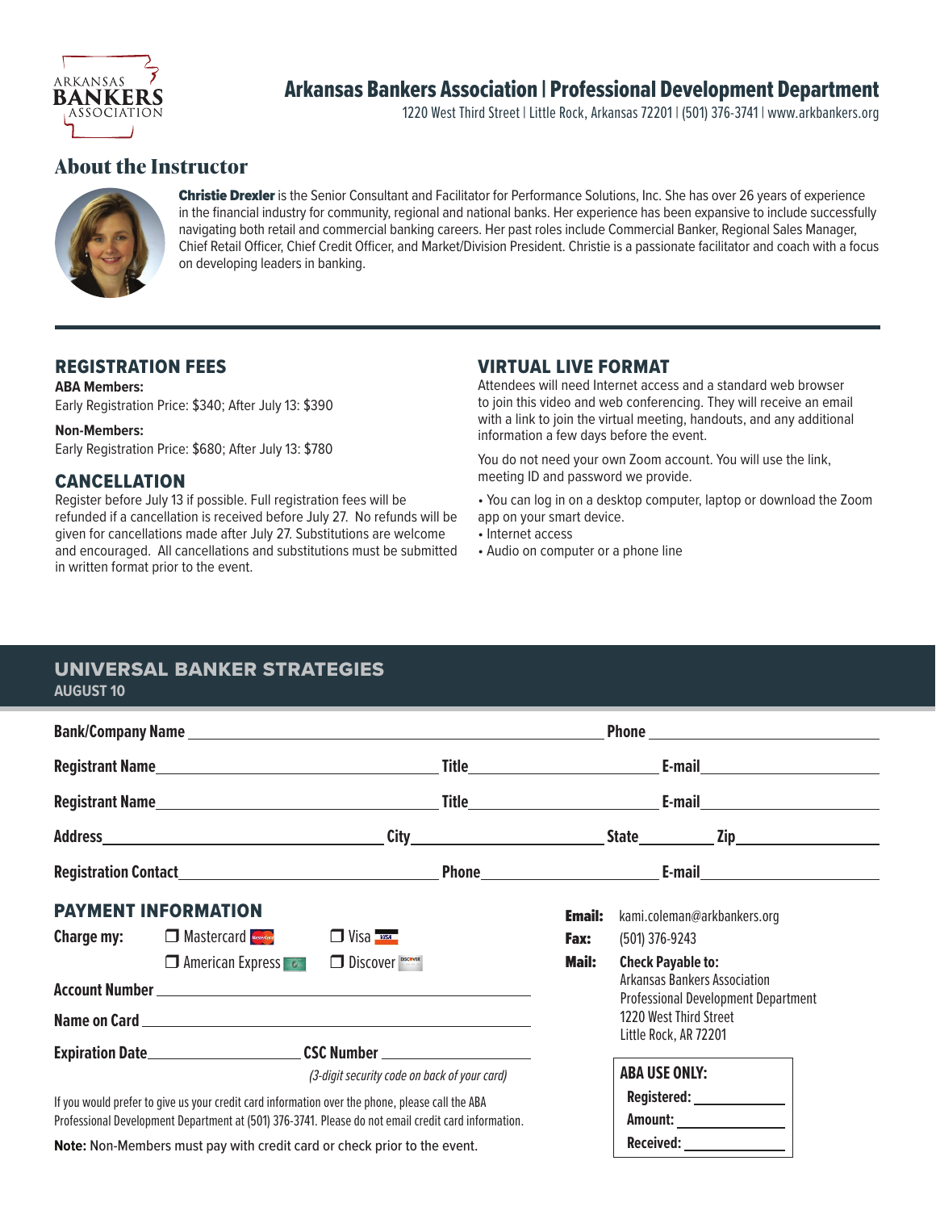# Arkansas Bankers Association | Professional Development Department

1220 West Third Street | Little Rock, Arkansas 72201 | (501) 376-3741 | www.arkbankers.org

## About the Instructor

**Christie Drexler** is the Senior Consultant and Facilitator for Performance Solutions, Inc. She has over 26 years of experience in the financial industry for community, regional and national banks. Her experience has been expansive to include successfully navigating both retail and commercial banking careers. Her past roles include Commercial Banker, Regional Sales Manager, Chief Retail Officer, Chief Credit Officer, and Market/Division President. Christie is a passionate facilitator and coach with a focus on developing leaders in banking.

## REGISTRATION FEES

**ABA Members:**
Early Registration Price: $340; After July 13: $390

**Non-Members:**
Early Registration Price: $680; After July 13: $780

## CANCELLATION

Register before July 13 if possible. Full registration fees will be refunded if a cancellation is received before July 27. No refunds will be given for cancellations made after July 27. Substitutions are welcome and encouraged. All cancellations and substitutions must be submitted in written format prior to the event.

## VIRTUAL LIVE FORMAT

Attendees will need Internet access and a standard web browser to join this video and web conferencing. They will receive an email with a link to join the virtual meeting, handouts, and any additional information a few days before the event.

You do not need your own Zoom account. You will use the link, meeting ID and password we provide.

- You can log in on a desktop computer, laptop or download the Zoom app on your smart device.
- Internet access
- Audio on computer or a phone line

## UNIVERSAL BANKER STRATEGIES

**AUGUST 10**

**Bank/Company Name** ______________________ **Phone** ______________

**Registrant Name** ______________ **Title** ______________ **E-mail** ______________

**Registrant Name** ______________ **Title** ______________ **E-mail** ______________

**Address** ______________ **City** ______________ **State** ________ **Zip** ________

**Registration Contact** ______________ **Phone** ______________ **E-mail** ______________

## PAYMENT INFORMATION

**Charge my:** ❐ Mastercard ❐ Visa ❐ American Express ❐ Discover

**Account Number** ______________________

**Name on Card** ______________________

**Expiration Date** ______________ **CSC Number** ______________

*(3-digit security code on back of your card)*

If you would prefer to give us your credit card information over the phone, please call the ABA Professional Development Department at (501) 376-3741. Please do not email credit card information.

**Note:** Non-Members must pay with credit card or check prior to the event.

**Email:** kami.coleman@arkbankers.org

**Fax:** (501) 376-9243

**Mail:** **Check Payable to:**
Arkansas Bankers Association
Professional Development Department
1220 West Third Street
Little Rock, AR 72201

**ABA USE ONLY:**

**Registered:** __________

**Amount:** __________

**Received:** __________